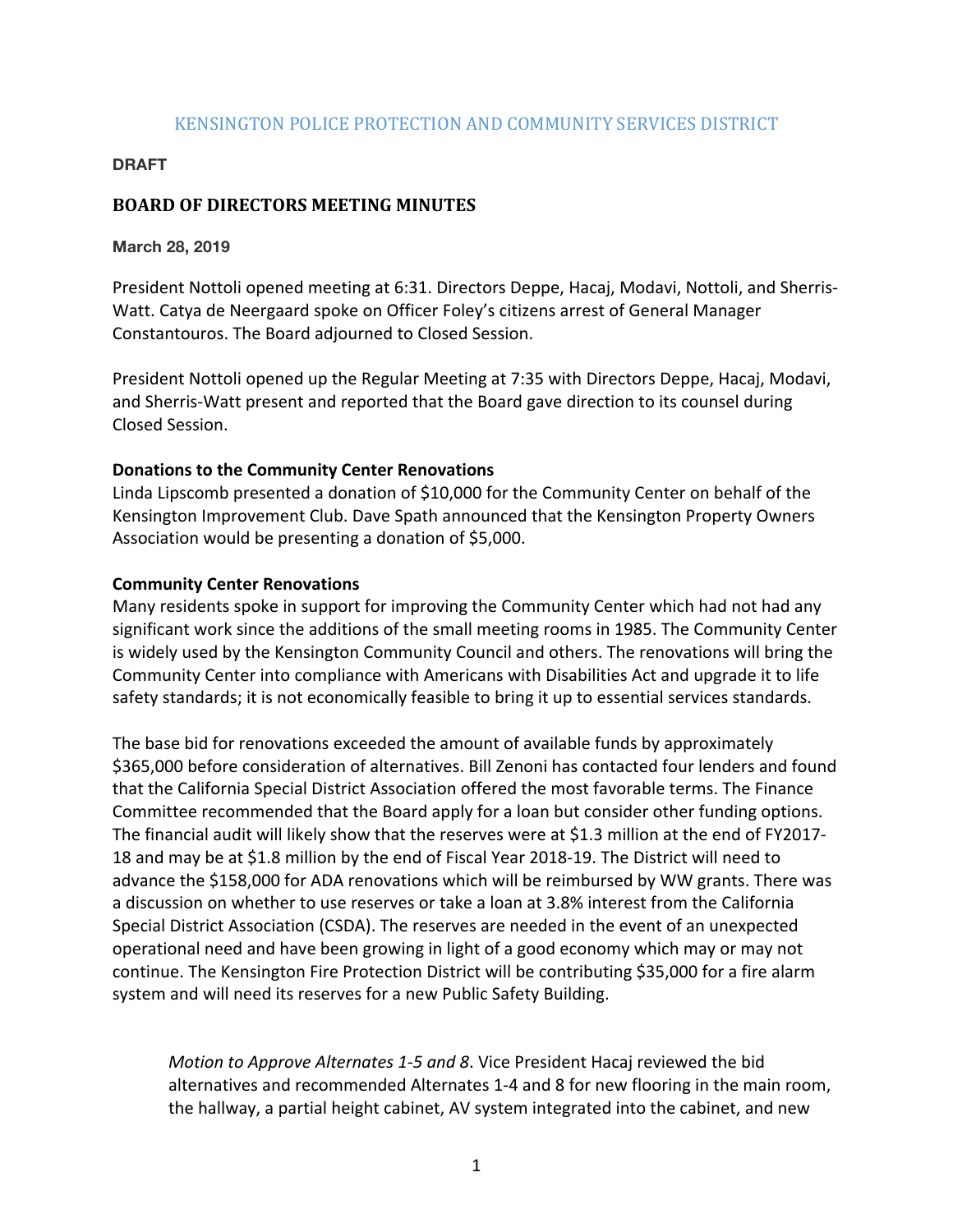# KENSINGTON POLICE PROTECTION AND COMMUNITY SERVICES DISTRICT

**DRAFT**

## BOARD OF DIRECTORS MEETING MINUTES

**March 28, 2019**

President Nottoli opened meeting at 6:31. Directors Deppe, Hacaj, Modavi, Nottoli, and Sherris-Watt. Catya de Neergaard spoke on Officer Foley's citizens arrest of General Manager Constantouros. The Board adjourned to Closed Session.

President Nottoli opened up the Regular Meeting at 7:35 with Directors Deppe, Hacaj, Modavi, and Sherris-Watt present and reported that the Board gave direction to its counsel during Closed Session.

**Donations to the Community Center Renovations**

Linda Lipscomb presented a donation of $10,000 for the Community Center on behalf of the Kensington Improvement Club. Dave Spath announced that the Kensington Property Owners Association would be presenting a donation of $5,000.

**Community Center Renovations**

Many residents spoke in support for improving the Community Center which had not had any significant work since the additions of the small meeting rooms in 1985. The Community Center is widely used by the Kensington Community Council and others. The renovations will bring the Community Center into compliance with Americans with Disabilities Act and upgrade it to life safety standards; it is not economically feasible to bring it up to essential services standards.

The base bid for renovations exceeded the amount of available funds by approximately $365,000 before consideration of alternatives. Bill Zenoni has contacted four lenders and found that the California Special District Association offered the most favorable terms. The Finance Committee recommended that the Board apply for a loan but consider other funding options. The financial audit will likely show that the reserves were at $1.3 million at the end of FY2017-18 and may be at $1.8 million by the end of Fiscal Year 2018-19. The District will need to advance the $158,000 for ADA renovations which will be reimbursed by WW grants. There was a discussion on whether to use reserves or take a loan at 3.8% interest from the California Special District Association (CSDA). The reserves are needed in the event of an unexpected operational need and have been growing in light of a good economy which may or may not continue. The Kensington Fire Protection District will be contributing $35,000 for a fire alarm system and will need its reserves for a new Public Safety Building.

> *Motion to Approve Alternates 1-5 and 8*. Vice President Hacaj reviewed the bid alternatives and recommended Alternates 1-4 and 8 for new flooring in the main room, the hallway, a partial height cabinet, AV system integrated into the cabinet, and new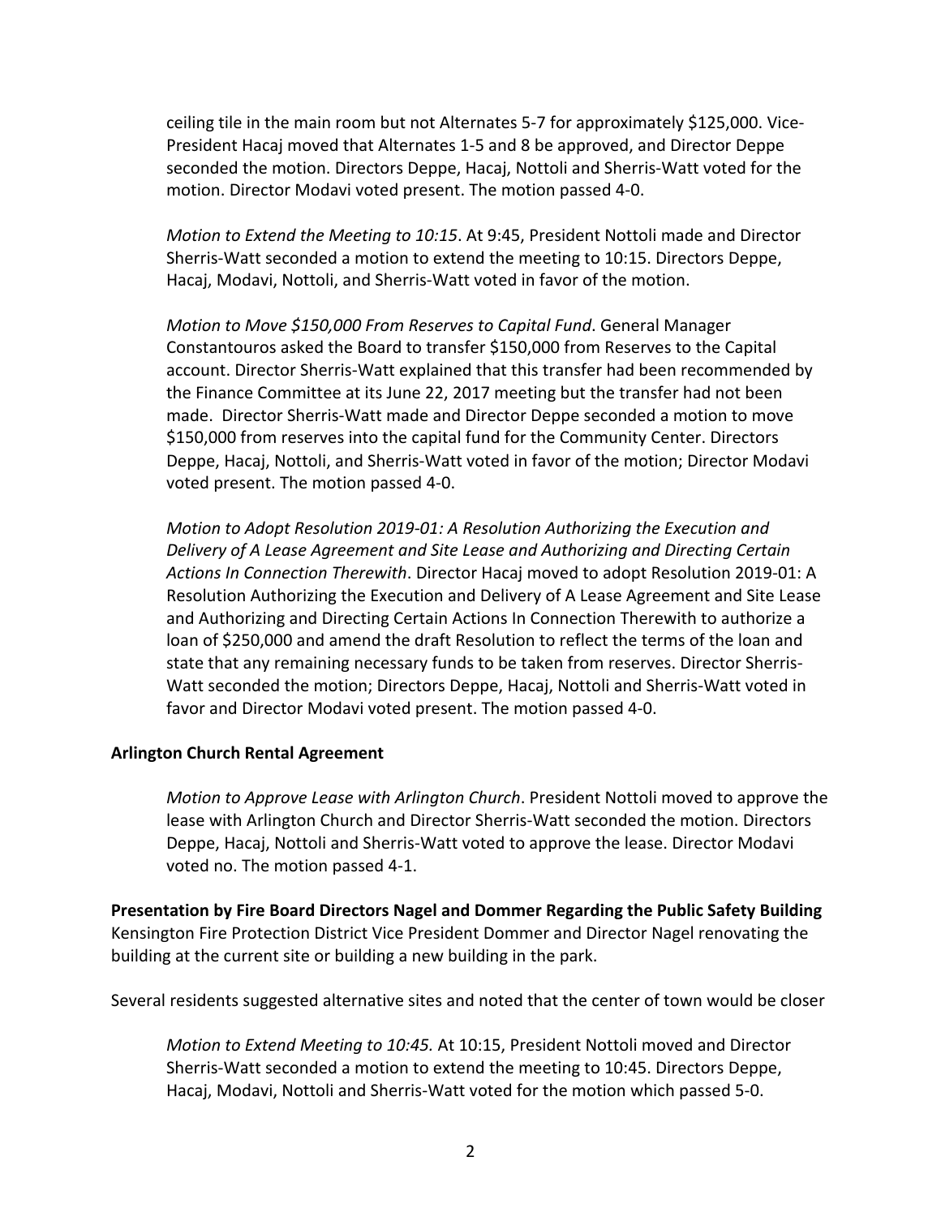ceiling tile in the main room but not Alternates 5-7 for approximately $125,000. Vice-President Hacaj moved that Alternates 1-5 and 8 be approved, and Director Deppe seconded the motion. Directors Deppe, Hacaj, Nottoli and Sherris-Watt voted for the motion. Director Modavi voted present. The motion passed 4-0.

*Motion to Extend the Meeting to 10:15*. At 9:45, President Nottoli made and Director Sherris-Watt seconded a motion to extend the meeting to 10:15. Directors Deppe, Hacaj, Modavi, Nottoli, and Sherris-Watt voted in favor of the motion.

*Motion to Move $150,000 From Reserves to Capital Fund*. General Manager Constantouros asked the Board to transfer $150,000 from Reserves to the Capital account. Director Sherris-Watt explained that this transfer had been recommended by the Finance Committee at its June 22, 2017 meeting but the transfer had not been made. Director Sherris-Watt made and Director Deppe seconded a motion to move $150,000 from reserves into the capital fund for the Community Center. Directors Deppe, Hacaj, Nottoli, and Sherris-Watt voted in favor of the motion; Director Modavi voted present. The motion passed 4-0.

*Motion to Adopt Resolution 2019-01: A Resolution Authorizing the Execution and Delivery of A Lease Agreement and Site Lease and Authorizing and Directing Certain Actions In Connection Therewith*. Director Hacaj moved to adopt Resolution 2019-01: A Resolution Authorizing the Execution and Delivery of A Lease Agreement and Site Lease and Authorizing and Directing Certain Actions In Connection Therewith to authorize a loan of $250,000 and amend the draft Resolution to reflect the terms of the loan and state that any remaining necessary funds to be taken from reserves. Director Sherris-Watt seconded the motion; Directors Deppe, Hacaj, Nottoli and Sherris-Watt voted in favor and Director Modavi voted present. The motion passed 4-0.

**Arlington Church Rental Agreement**

*Motion to Approve Lease with Arlington Church*. President Nottoli moved to approve the lease with Arlington Church and Director Sherris-Watt seconded the motion. Directors Deppe, Hacaj, Nottoli and Sherris-Watt voted to approve the lease. Director Modavi voted no. The motion passed 4-1.

**Presentation by Fire Board Directors Nagel and Dommer Regarding the Public Safety Building**

Kensington Fire Protection District Vice President Dommer and Director Nagel renovating the building at the current site or building a new building in the park.

Several residents suggested alternative sites and noted that the center of town would be closer

*Motion to Extend Meeting to 10:45.* At 10:15, President Nottoli moved and Director Sherris-Watt seconded a motion to extend the meeting to 10:45. Directors Deppe, Hacaj, Modavi, Nottoli and Sherris-Watt voted for the motion which passed 5-0.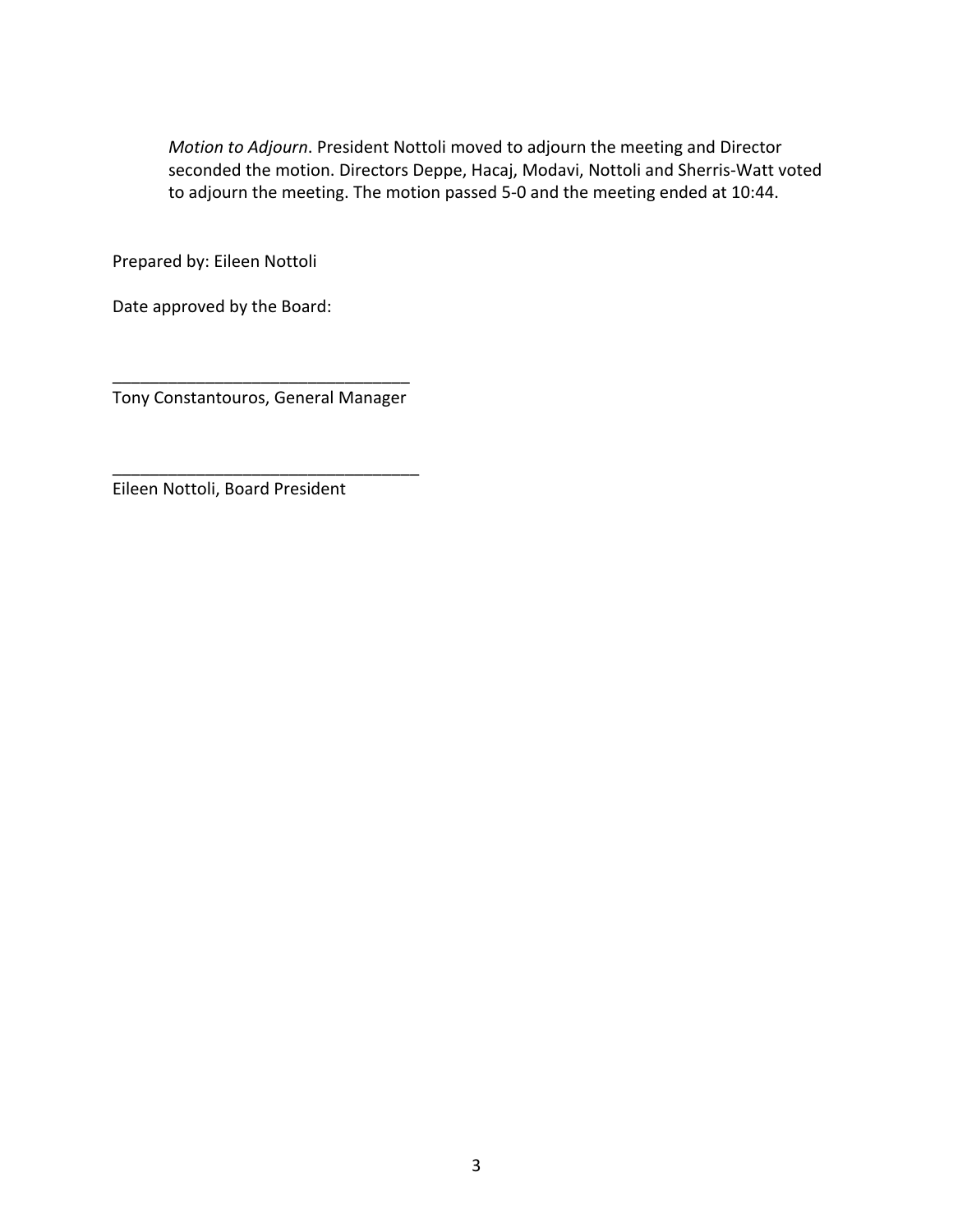*Motion to Adjourn*. President Nottoli moved to adjourn the meeting and Director seconded the motion. Directors Deppe, Hacaj, Modavi, Nottoli and Sherris-Watt voted to adjourn the meeting. The motion passed 5-0 and the meeting ended at 10:44.

Prepared by: Eileen Nottoli

Date approved by the Board:

_________________________________
Tony Constantouros, General Manager

_________________________________
Eileen Nottoli, Board President